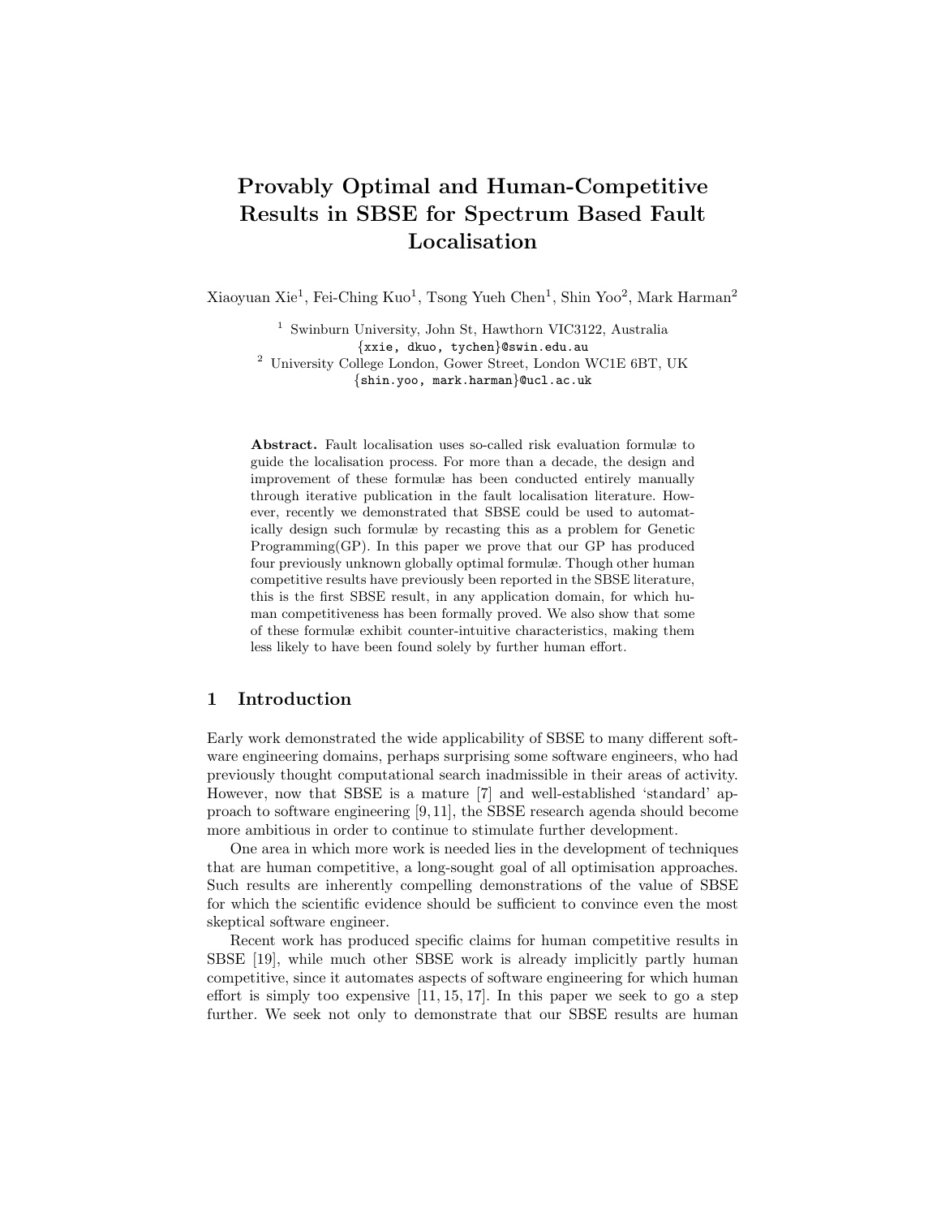# Provably Optimal and Human-Competitive Results in SBSE for Spectrum Based Fault Localisation

Xiaoyuan Xie[1], Fei-Ching Kuo[1], Tsong Yueh Chen[1], Shin Yoo[2], Mark Harman[2]

[1] Swinburn University, John St, Hawthorn VIC3122, Australia
{xxie, dkuo, tychen}@swin.edu.au

[2] University College London, Gower Street, London WC1E 6BT, UK
{shin.yoo, mark.harman}@ucl.ac.uk

**Abstract.** Fault localisation uses so-called risk evaluation formulæ to guide the localisation process. For more than a decade, the design and improvement of these formulæ has been conducted entirely manually through iterative publication in the fault localisation literature. However, recently we demonstrated that SBSE could be used to automatically design such formulæ by recasting this as a problem for Genetic Programming(GP). In this paper we prove that our GP has produced four previously unknown globally optimal formulæ. Though other human competitive results have previously been reported in the SBSE literature, this is the first SBSE result, in any application domain, for which human competitiveness has been formally proved. We also show that some of these formulæ exhibit counter-intuitive characteristics, making them less likely to have been found solely by further human effort.

## 1 Introduction

Early work demonstrated the wide applicability of SBSE to many different software engineering domains, perhaps surprising some software engineers, who had previously thought computational search inadmissible in their areas of activity. However, now that SBSE is a mature [7] and well-established 'standard' approach to software engineering [9, 11], the SBSE research agenda should become more ambitious in order to continue to stimulate further development.

One area in which more work is needed lies in the development of techniques that are human competitive, a long-sought goal of all optimisation approaches. Such results are inherently compelling demonstrations of the value of SBSE for which the scientific evidence should be sufficient to convince even the most skeptical software engineer.

Recent work has produced specific claims for human competitive results in SBSE [19], while much other SBSE work is already implicitly partly human competitive, since it automates aspects of software engineering for which human effort is simply too expensive [11, 15, 17]. In this paper we seek to go a step further. We seek not only to demonstrate that our SBSE results are human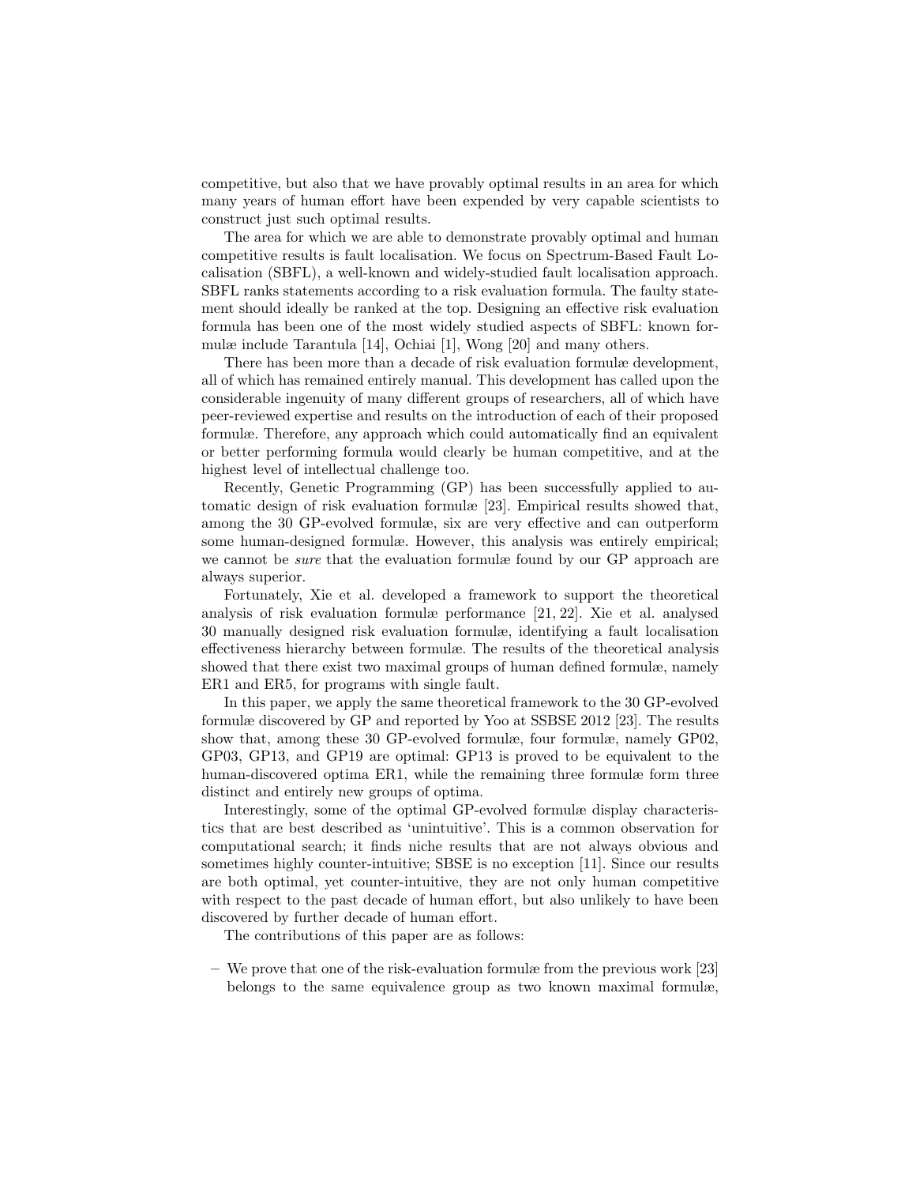competitive, but also that we have provably optimal results in an area for which many years of human effort have been expended by very capable scientists to construct just such optimal results.

The area for which we are able to demonstrate provably optimal and human competitive results is fault localisation. We focus on Spectrum-Based Fault Localisation (SBFL), a well-known and widely-studied fault localisation approach. SBFL ranks statements according to a risk evaluation formula. The faulty statement should ideally be ranked at the top. Designing an effective risk evaluation formula has been one of the most widely studied aspects of SBFL: known formulæ include Tarantula [14], Ochiai [1], Wong [20] and many others.

There has been more than a decade of risk evaluation formulæ development, all of which has remained entirely manual. This development has called upon the considerable ingenuity of many different groups of researchers, all of which have peer-reviewed expertise and results on the introduction of each of their proposed formulæ. Therefore, any approach which could automatically find an equivalent or better performing formula would clearly be human competitive, and at the highest level of intellectual challenge too.

Recently, Genetic Programming (GP) has been successfully applied to automatic design of risk evaluation formulæ [23]. Empirical results showed that, among the 30 GP-evolved formulæ, six are very effective and can outperform some human-designed formulæ. However, this analysis was entirely empirical; we cannot be *sure* that the evaluation formulæ found by our GP approach are always superior.

Fortunately, Xie et al. developed a framework to support the theoretical analysis of risk evaluation formulæ performance [21, 22]. Xie et al. analysed 30 manually designed risk evaluation formulæ, identifying a fault localisation effectiveness hierarchy between formulæ. The results of the theoretical analysis showed that there exist two maximal groups of human defined formulæ, namely ER1 and ER5, for programs with single fault.

In this paper, we apply the same theoretical framework to the 30 GP-evolved formulæ discovered by GP and reported by Yoo at SSBSE 2012 [23]. The results show that, among these 30 GP-evolved formulæ, four formulæ, namely GP02, GP03, GP13, and GP19 are optimal: GP13 is proved to be equivalent to the human-discovered optima ER1, while the remaining three formulæ form three distinct and entirely new groups of optima.

Interestingly, some of the optimal GP-evolved formulæ display characteristics that are best described as 'unintuitive'. This is a common observation for computational search; it finds niche results that are not always obvious and sometimes highly counter-intuitive; SBSE is no exception [11]. Since our results are both optimal, yet counter-intuitive, they are not only human competitive with respect to the past decade of human effort, but also unlikely to have been discovered by further decade of human effort.

The contributions of this paper are as follows:

- We prove that one of the risk-evaluation formulæ from the previous work [23] belongs to the same equivalence group as two known maximal formulæ,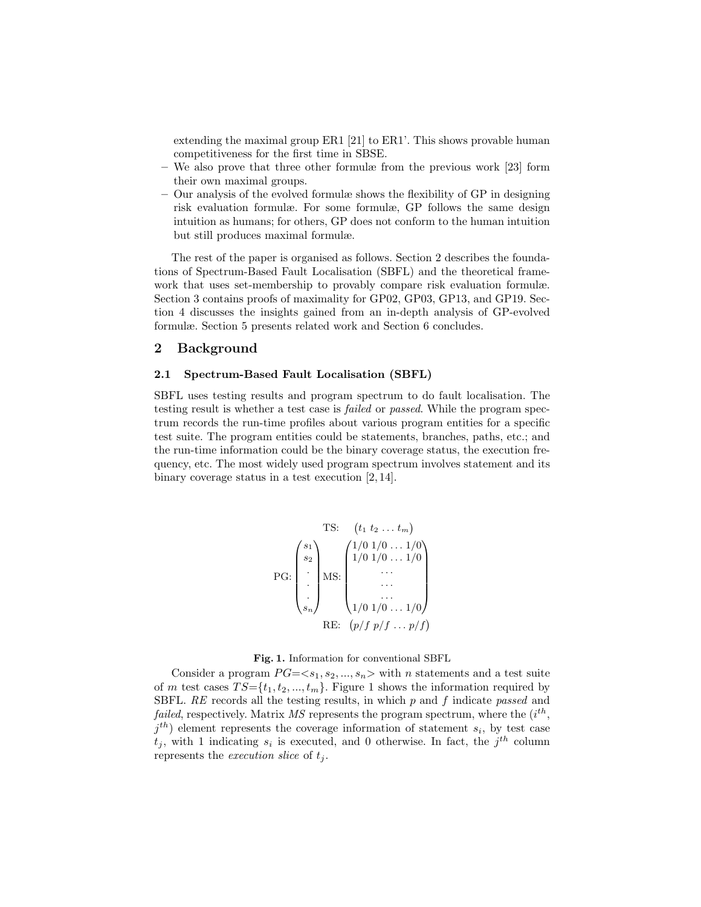extending the maximal group ER1 [21] to ER1'. This shows provable human competitiveness for the first time in SBSE.

- We also prove that three other formulæ from the previous work [23] form their own maximal groups.
- Our analysis of the evolved formulæ shows the flexibility of GP in designing risk evaluation formulæ. For some formulæ, GP follows the same design intuition as humans; for others, GP does not conform to the human intuition but still produces maximal formulæ.

The rest of the paper is organised as follows. Section 2 describes the foundations of Spectrum-Based Fault Localisation (SBFL) and the theoretical framework that uses set-membership to provably compare risk evaluation formulæ. Section 3 contains proofs of maximality for GP02, GP03, GP13, and GP19. Section 4 discusses the insights gained from an in-depth analysis of GP-evolved formulæ. Section 5 presents related work and Section 6 concludes.

## 2 Background

### 2.1 Spectrum-Based Fault Localisation (SBFL)

SBFL uses testing results and program spectrum to do fault localisation. The testing result is whether a test case is *failed* or *passed*. While the program spectrum records the run-time profiles about various program entities for a specific test suite. The program entities could be statements, branches, paths, etc.; and the run-time information could be the binary coverage status, the execution frequency, etc. The most widely used program spectrum involves statement and its binary coverage status in a test execution [2, 14].

$$
\begin{array}{ccc}
 & \text{TS:} & \begin{pmatrix} t_1 \; t_2 \; \dots \; t_m \end{pmatrix} \\
\text{PG:} \begin{pmatrix} s_1 \\ s_2 \\ \cdot \\ \cdot \\ \cdot \\ s_n \end{pmatrix} & \text{MS:} & \begin{pmatrix} 1/0 \; 1/0 \; \dots \; 1/0 \\ 1/0 \; 1/0 \; \dots \; 1/0 \\ \dots \\ \dots \\ \dots \\ 1/0 \; 1/0 \; \dots \; 1/0 \end{pmatrix} \\
 & \text{RE:} & \begin{pmatrix} p/f \; p/f \; \dots \; p/f \end{pmatrix}
\end{array}
$$

**Fig. 1.** Information for conventional SBFL

Consider a program $PG = <s_1, s_2, ..., s_n>$ with $n$ statements and a test suite of $m$ test cases $TS = \{t_1, t_2, ..., t_m\}$. Figure 1 shows the information required by SBFL. *RE* records all the testing results, in which $p$ and $f$ indicate *passed* and *failed*, respectively. Matrix *MS* represents the program spectrum, where the ($i^{th}$, $j^{th}$) element represents the coverage information of statement $s_i$, by test case $t_j$, with 1 indicating $s_i$ is executed, and 0 otherwise. In fact, the $j^{th}$ column represents the *execution slice* of $t_j$.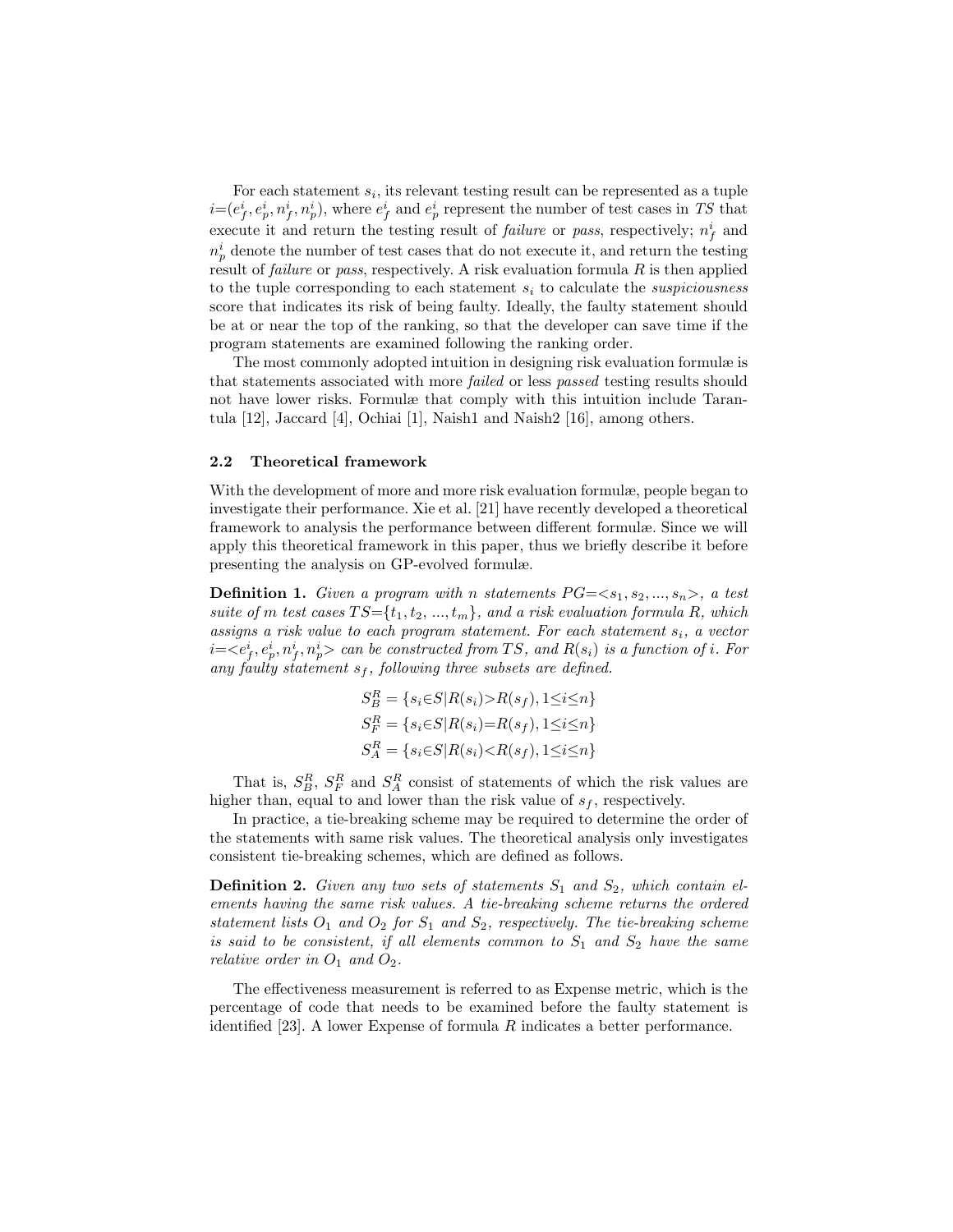For each statement $s_i$, its relevant testing result can be represented as a tuple $i$=($e^i_f, e^i_p, n^i_f, n^i_p$), where $e^i_f$ and $e^i_p$ represent the number of test cases in *TS* that execute it and return the testing result of *failure* or *pass*, respectively; $n^i_f$ and $n^i_p$ denote the number of test cases that do not execute it, and return the testing result of *failure* or *pass*, respectively. A risk evaluation formula $R$ is then applied to the tuple corresponding to each statement $s_i$ to calculate the *suspiciousness* score that indicates its risk of being faulty. Ideally, the faulty statement should be at or near the top of the ranking, so that the developer can save time if the program statements are examined following the ranking order.

The most commonly adopted intuition in designing risk evaluation formulæ is that statements associated with more *failed* or less *passed* testing results should not have lower risks. Formulæ that comply with this intuition include Tarantula [12], Jaccard [4], Ochiai [1], Naish1 and Naish2 [16], among others.

### 2.2 Theoretical framework

With the development of more and more risk evaluation formulæ, people began to investigate their performance. Xie et al. [21] have recently developed a theoretical framework to analysis the performance between different formulæ. Since we will apply this theoretical framework in this paper, thus we briefly describe it before presenting the analysis on GP-evolved formulæ.

**Definition 1.** *Given a program with n statements* $PG$=$<s_1, s_2, ..., s_n>$*, a test suite of m test cases* $TS$=$\{t_1, t_2, ..., t_m\}$*, and a risk evaluation formula R, which assigns a risk value to each program statement. For each statement* $s_i$*, a vector* $i$=$<e^i_f, e^i_p, n^i_f, n^i_p>$ *can be constructed from TS, and* $R(s_i)$ *is a function of i. For any faulty statement* $s_f$*, following three subsets are defined.*

$$S^R_B = \{s_i \in S | R(s_i) > R(s_f), 1 \leq i \leq n\}$$
$$S^R_F = \{s_i \in S | R(s_i) = R(s_f), 1 \leq i \leq n\}$$
$$S^R_A = \{s_i \in S | R(s_i) < R(s_f), 1 \leq i \leq n\}$$

That is, $S^R_B$, $S^R_F$ and $S^R_A$ consist of statements of which the risk values are higher than, equal to and lower than the risk value of $s_f$, respectively.

In practice, a tie-breaking scheme may be required to determine the order of the statements with same risk values. The theoretical analysis only investigates consistent tie-breaking schemes, which are defined as follows.

**Definition 2.** *Given any two sets of statements* $S_1$ *and* $S_2$*, which contain elements having the same risk values. A tie-breaking scheme returns the ordered statement lists* $O_1$ *and* $O_2$ *for* $S_1$ *and* $S_2$*, respectively. The tie-breaking scheme is said to be consistent, if all elements common to* $S_1$ *and* $S_2$ *have the same relative order in* $O_1$ *and* $O_2$*.*

The effectiveness measurement is referred to as Expense metric, which is the percentage of code that needs to be examined before the faulty statement is identified [23]. A lower Expense of formula $R$ indicates a better performance.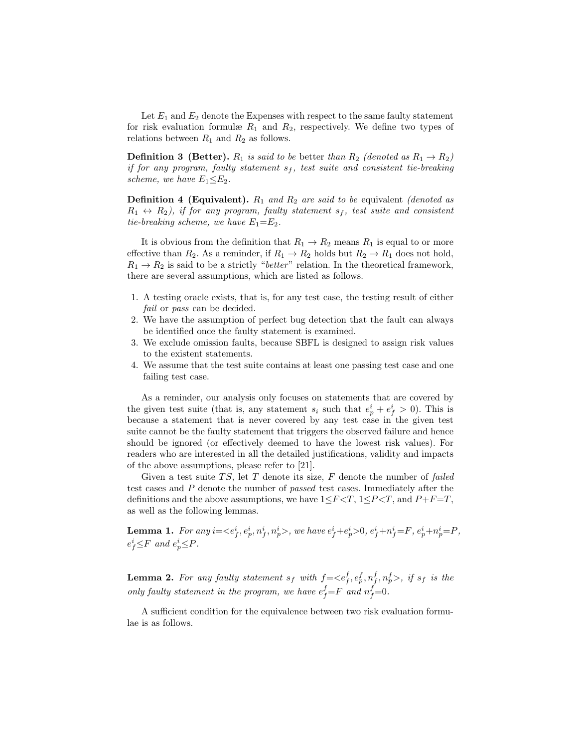Let $E_1$ and $E_2$ denote the Expenses with respect to the same faulty statement for risk evaluation formulæ $R_1$ and $R_2$, respectively. We define two types of relations between $R_1$ and $R_2$ as follows.

**Definition 3 (Better).** *$R_1$ is said to be* better *than $R_2$ (denoted as $R_1 \rightarrow R_2$) if for any program, faulty statement $s_f$, test suite and consistent tie-breaking scheme, we have $E_1 \leq E_2$.*

**Definition 4 (Equivalent).** *$R_1$ and $R_2$ are said to be* equivalent *(denoted as $R_1 \leftrightarrow R_2$), if for any program, faulty statement $s_f$, test suite and consistent tie-breaking scheme, we have $E_1 = E_2$.*

It is obvious from the definition that $R_1 \rightarrow R_2$ means $R_1$ is equal to or more effective than $R_2$. As a reminder, if $R_1 \rightarrow R_2$ holds but $R_2 \rightarrow R_1$ does not hold, $R_1 \rightarrow R_2$ is said to be a strictly "*better*" relation. In the theoretical framework, there are several assumptions, which are listed as follows.

1. A testing oracle exists, that is, for any test case, the testing result of either *fail* or *pass* can be decided.
2. We have the assumption of perfect bug detection that the fault can always be identified once the faulty statement is examined.
3. We exclude omission faults, because SBFL is designed to assign risk values to the existent statements.
4. We assume that the test suite contains at least one passing test case and one failing test case.

As a reminder, our analysis only focuses on statements that are covered by the given test suite (that is, any statement $s_i$ such that $e_p^i + e_f^i > 0$). This is because a statement that is never covered by any test case in the given test suite cannot be the faulty statement that triggers the observed failure and hence should be ignored (or effectively deemed to have the lowest risk values). For readers who are interested in all the detailed justifications, validity and impacts of the above assumptions, please refer to [21].

Given a test suite $TS$, let $T$ denote its size, $F$ denote the number of *failed* test cases and $P$ denote the number of *passed* test cases. Immediately after the definitions and the above assumptions, we have $1 \leq F < T$, $1 \leq P < T$, and $P + F = T$, as well as the following lemmas.

**Lemma 1.** *For any $i = <e_f^i, e_p^i, n_f^i, n_p^i>$, we have $e_f^i + e_p^i > 0$, $e_f^i + n_f^i = F$, $e_p^i + n_p^i = P$, $e_f^i \leq F$ and $e_p^i \leq P$.*

**Lemma 2.** *For any faulty statement $s_f$ with $f = <e_f^f, e_p^f, n_f^f, n_p^f>$, if $s_f$ is the only faulty statement in the program, we have $e_f^f = F$ and $n_f^f = 0$.*

A sufficient condition for the equivalence between two risk evaluation formulae is as follows.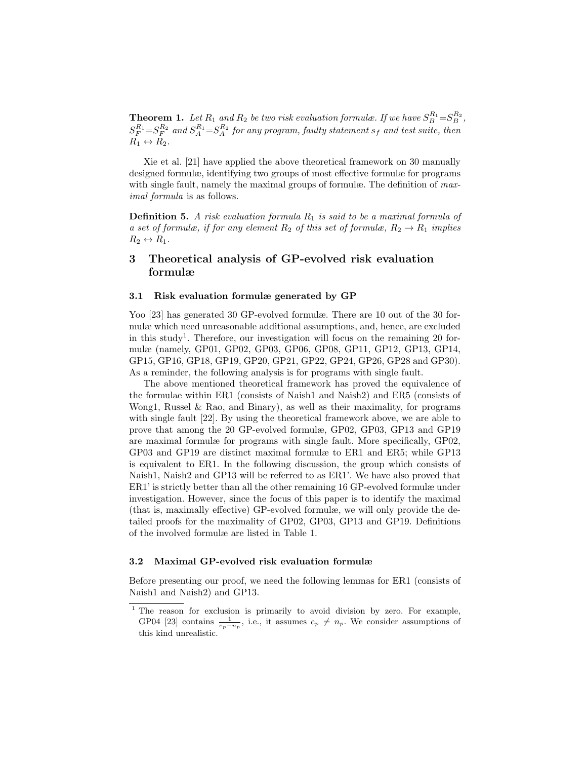**Theorem 1.** *Let $R_1$ and $R_2$ be two risk evaluation formulæ. If we have $S_B^{R_1}=S_B^{R_2}$, $S_F^{R_1}=S_F^{R_2}$ and $S_A^{R_1}=S_A^{R_2}$ for any program, faulty statement $s_f$ and test suite, then $R_1 \leftrightarrow R_2$.*

Xie et al. [21] have applied the above theoretical framework on 30 manually designed formulæ, identifying two groups of most effective formulæ for programs with single fault, namely the maximal groups of formulæ. The definition of *maximal formula* is as follows.

**Definition 5.** *A risk evaluation formula $R_1$ is said to be a maximal formula of a set of formulæ, if for any element $R_2$ of this set of formulæ, $R_2 \rightarrow R_1$ implies $R_2 \leftrightarrow R_1$.*

## 3 Theoretical analysis of GP-evolved risk evaluation formulæ

### 3.1 Risk evaluation formulæ generated by GP

Yoo [23] has generated 30 GP-evolved formulæ. There are 10 out of the 30 formulæ which need unreasonable additional assumptions, and, hence, are excluded in this study[1]. Therefore, our investigation will focus on the remaining 20 formulæ (namely, GP01, GP02, GP03, GP06, GP08, GP11, GP12, GP13, GP14, GP15, GP16, GP18, GP19, GP20, GP21, GP22, GP24, GP26, GP28 and GP30). As a reminder, the following analysis is for programs with single fault.

The above mentioned theoretical framework has proved the equivalence of the formulae within ER1 (consists of Naish1 and Naish2) and ER5 (consists of Wong1, Russel & Rao, and Binary), as well as their maximality, for programs with single fault [22]. By using the theoretical framework above, we are able to prove that among the 20 GP-evolved formulæ, GP02, GP03, GP13 and GP19 are maximal formulæ for programs with single fault. More specifically, GP02, GP03 and GP19 are distinct maximal formulæ to ER1 and ER5; while GP13 is equivalent to ER1. In the following discussion, the group which consists of Naish1, Naish2 and GP13 will be referred to as ER1'. We have also proved that ER1' is strictly better than all the other remaining 16 GP-evolved formulæ under investigation. However, since the focus of this paper is to identify the maximal (that is, maximally effective) GP-evolved formulæ, we will only provide the detailed proofs for the maximality of GP02, GP03, GP13 and GP19. Definitions of the involved formulæ are listed in Table 1.

### 3.2 Maximal GP-evolved risk evaluation formulæ

Before presenting our proof, we need the following lemmas for ER1 (consists of Naish1 and Naish2) and GP13.

[1] The reason for exclusion is primarily to avoid division by zero. For example, GP04 [23] contains $\frac{1}{e_p - n_p}$, i.e., it assumes $e_p \neq n_p$. We consider assumptions of this kind unrealistic.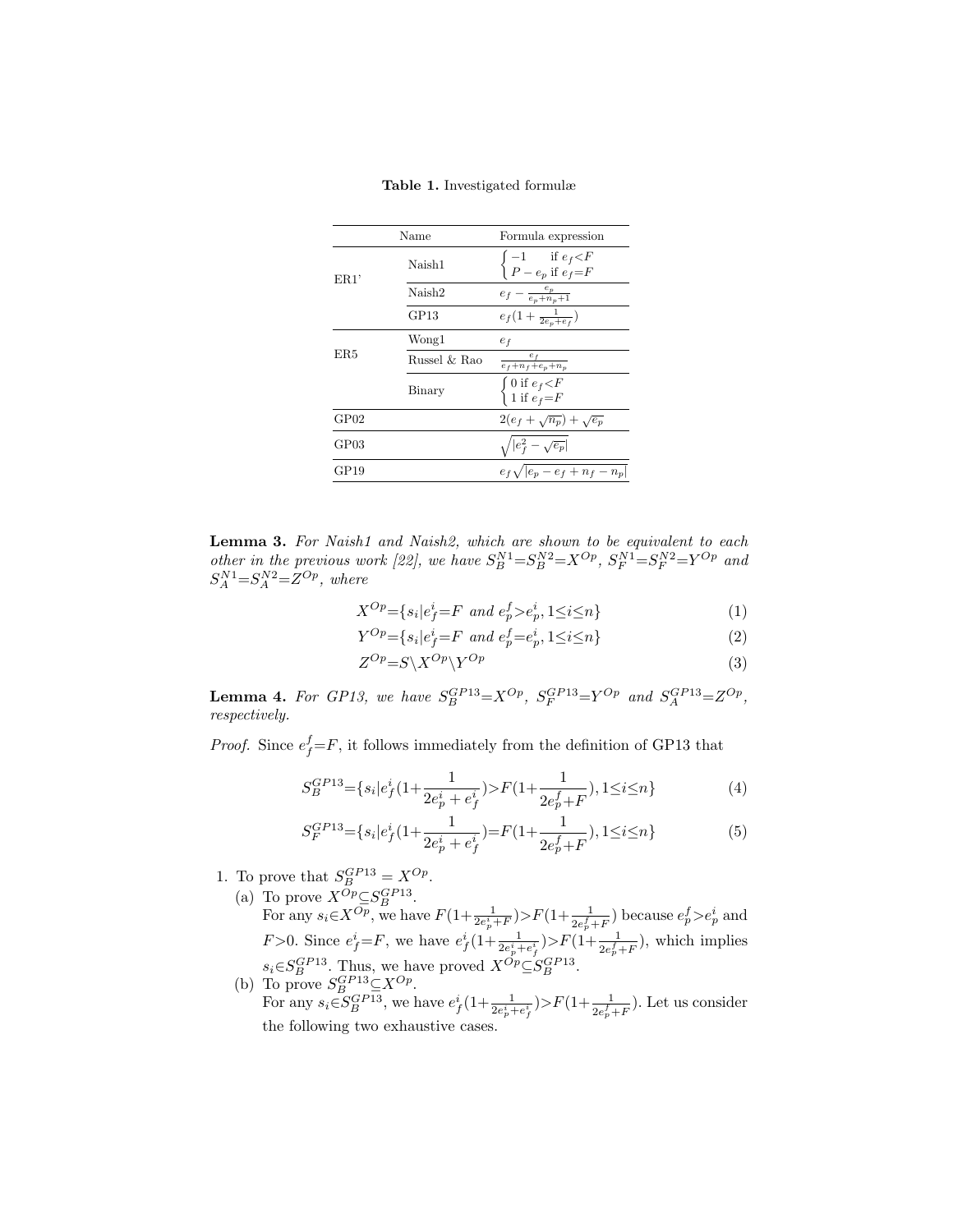**Table 1.** Investigated formulæ

| Name | | Formula expression |
|---|---|---|
| ER1' | Naish1 | $\begin{cases} -1 & \text{if } e_f{<}F \\ P-e_p & \text{if } e_f{=}F \end{cases}$ |
| | Naish2 | $e_f - \frac{e_p}{e_p+n_p+1}$ |
| | GP13 | $e_f(1+\frac{1}{2e_p+e_f})$ |
| ER5 | Wong1 | $e_f$ |
| | Russel & Rao | $\frac{e_f}{e_f+n_f+e_p+n_p}$ |
| | Binary | $\begin{cases} 0 \text{ if } e_f{<}F \\ 1 \text{ if } e_f{=}F \end{cases}$ |
| GP02 | | $2(e_f+\sqrt{n_p})+\sqrt{e_p}$ |
| GP03 | | $\sqrt{\lvert e_f^2-\sqrt{e_p}\rvert}$ |
| GP19 | | $e_f\sqrt{\lvert e_p-e_f+n_f-n_p\rvert}$ |

**Lemma 3.** *For Naish1 and Naish2, which are shown to be equivalent to each other in the previous work [22], we have* $S_B^{N1}{=}S_B^{N2}{=}X^{Op}$, $S_F^{N1}{=}S_F^{N2}{=}Y^{Op}$ *and* $S_A^{N1}{=}S_A^{N2}{=}Z^{Op}$, *where*

$$X^{Op}{=}\{s_i|e_f^i{=}F \text{ and } e_p^f{>}e_p^i, 1{\leq}i{\leq}n\} \tag{1}$$

$$Y^{Op}{=}\{s_i|e_f^i{=}F \text{ and } e_p^f{=}e_p^i, 1{\leq}i{\leq}n\} \tag{2}$$

$$Z^{Op}{=}S\backslash X^{Op}\backslash Y^{Op} \tag{3}$$

**Lemma 4.** *For GP13, we have* $S_B^{GP13}{=}X^{Op}$, $S_F^{GP13}{=}Y^{Op}$ *and* $S_A^{GP13}{=}Z^{Op}$, *respectively.*

*Proof.* Since $e_f^f{=}F$, it follows immediately from the definition of GP13 that

$$S_B^{GP13}{=}\{s_i|e_f^i(1{+}\frac{1}{2e_p^i+e_f^i}){>}F(1{+}\frac{1}{2e_p^f{+}F}), 1{\leq}i{\leq}n\} \tag{4}$$

$$S_F^{GP13}{=}\{s_i|e_f^i(1{+}\frac{1}{2e_p^i+e_f^i}){=}F(1{+}\frac{1}{2e_p^f{+}F}), 1{\leq}i{\leq}n\} \tag{5}$$

1. To prove that $S_B^{GP13}=X^{Op}$.
   (a) To prove $X^{Op}{\subseteq}S_B^{GP13}$.
   For any $s_i{\in}X^{Op}$, we have $F(1{+}\frac{1}{2e_p^i{+}F}){>}F(1{+}\frac{1}{2e_p^f{+}F})$ because $e_p^f{>}e_p^i$ and $F{>}0$. Since $e_f^i{=}F$, we have $e_f^i(1{+}\frac{1}{2e_p^i{+}e_f^i}){>}F(1{+}\frac{1}{2e_p^f{+}F})$, which implies $s_i{\in}S_B^{GP13}$. Thus, we have proved $X^{Op}{\subseteq}S_B^{GP13}$.
   (b) To prove $S_B^{GP13}{\subseteq}X^{Op}$.
   For any $s_i{\in}S_B^{GP13}$, we have $e_f^i(1{+}\frac{1}{2e_p^i{+}e_f^i}){>}F(1{+}\frac{1}{2e_p^f{+}F})$. Let us consider the following two exhaustive cases.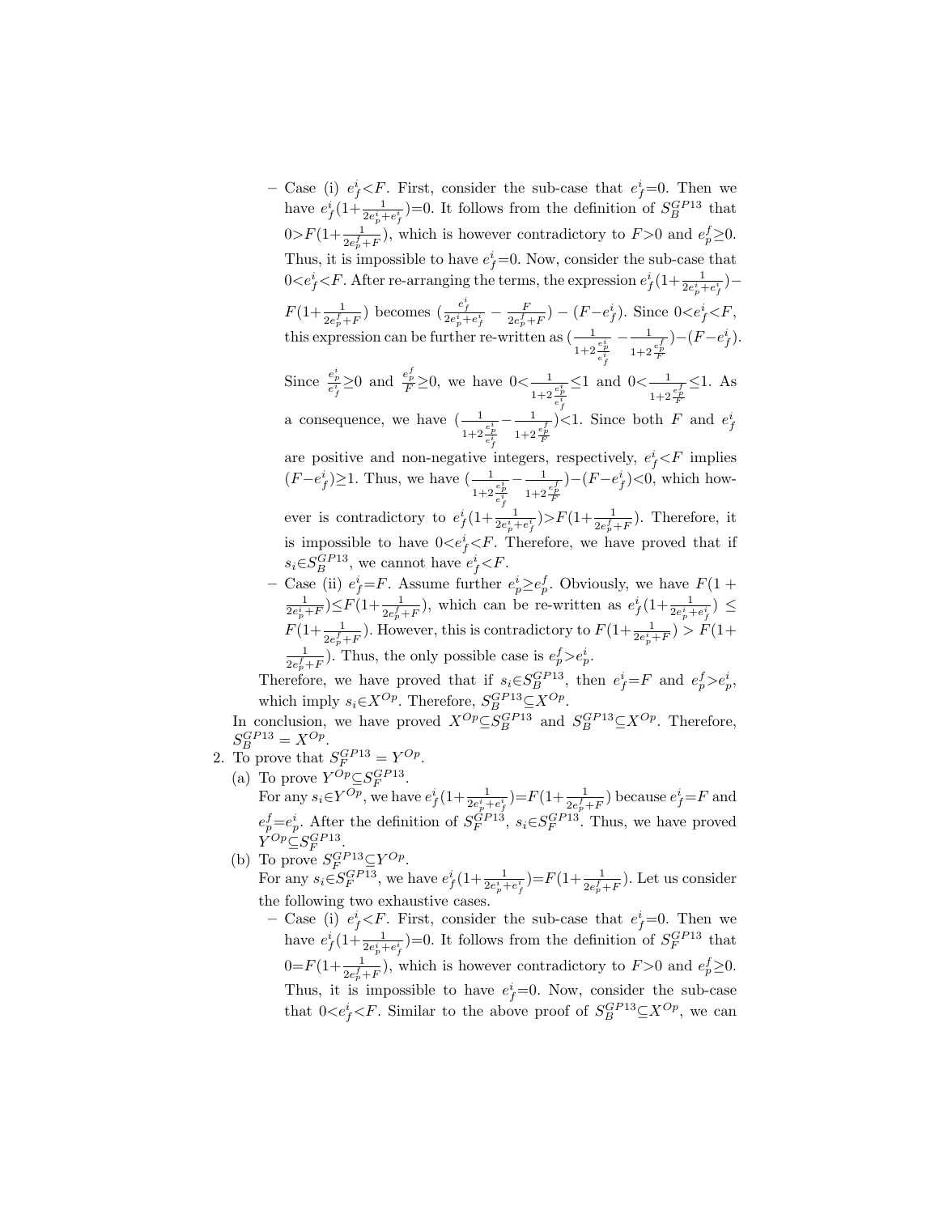- Case (i) $e^i_f{<}F$. First, consider the sub-case that $e^i_f{=}0$. Then we have $e^i_f(1{+}\frac{1}{2e^i_p+e^i_f}){=}0$. It follows from the definition of $S^{GP13}_B$ that $0{>}F(1{+}\frac{1}{2e^f_p+F})$, which is however contradictory to $F{>}0$ and $e^f_p{\geq}0$. Thus, it is impossible to have $e^i_f{=}0$. Now, consider the sub-case that $0{<}e^i_f{<}F$. After re-arranging the terms, the expression $e^i_f(1{+}\frac{1}{2e^i_p+e^i_f}){-}F(1{+}\frac{1}{2e^f_p+F})$ becomes $(\frac{e^i_f}{2e^i_p+e^i_f} - \frac{F}{2e^f_p+F}) - (F{-}e^i_f)$. Since $0{<}e^i_f{<}F$, this expression can be further re-written as $(\frac{1}{1+2\frac{e^i_p}{e^i_f}} - \frac{1}{1+2\frac{e^f_p}{F}}){-}(F{-}e^i_f)$. Since $\frac{e^i_p}{e^i_f}{\geq}0$ and $\frac{e^f_p}{F}{\geq}0$, we have $0{<}\frac{1}{1+2\frac{e^i_p}{e^i_f}}{\leq}1$ and $0{<}\frac{1}{1+2\frac{e^f_p}{F}}{\leq}1$. As a consequence, we have $(\frac{1}{1+2\frac{e^i_p}{e^i_f}}{-}\frac{1}{1+2\frac{e^f_p}{F}}){<}1$. Since both $F$ and $e^i_f$ are positive and non-negative integers, respectively, $e^i_f{<}F$ implies $(F{-}e^i_f){\geq}1$. Thus, we have $(\frac{1}{1+2\frac{e^i_p}{e^i_f}}{-}\frac{1}{1+2\frac{e^f_p}{F}}){-}(F{-}e^i_f){<}0$, which however is contradictory to $e^i_f(1{+}\frac{1}{2e^i_p+e^i_f}){>}F(1{+}\frac{1}{2e^f_p+F})$. Therefore, it is impossible to have $0{<}e^i_f{<}F$. Therefore, we have proved that if $s_i{\in}S^{GP13}_B$, we cannot have $e^i_f{<}F$.
- Case (ii) $e^i_f{=}F$. Assume further $e^i_p{\geq}e^f_p$. Obviously, we have $F(1 + \frac{1}{2e^i_p+F}){\leq}F(1{+}\frac{1}{2e^f_p+F})$, which can be re-written as $e^i_f(1{+}\frac{1}{2e^i_p+e^i_f}) \leq F(1{+}\frac{1}{2e^f_p+F})$. However, this is contradictory to $F(1{+}\frac{1}{2e^i_p+F}) > F(1{+}\frac{1}{2e^f_p+F})$. Thus, the only possible case is $e^f_p{>}e^i_p$.

Therefore, we have proved that if $s_i{\in}S^{GP13}_B$, then $e^i_f{=}F$ and $e^f_p{>}e^i_p$, which imply $s_i{\in}X^{Op}$. Therefore, $S^{GP13}_B{\subseteq}X^{Op}$.

In conclusion, we have proved $X^{Op}{\subseteq}S^{GP13}_B$ and $S^{GP13}_B{\subseteq}X^{Op}$. Therefore, $S^{GP13}_B = X^{Op}$.

2. To prove that $S^{GP13}_F = Y^{Op}$.
   (a) To prove $Y^{Op}{\subseteq}S^{GP13}_F$.
   For any $s_i{\in}Y^{Op}$, we have $e^i_f(1{+}\frac{1}{2e^i_p+e^i_f}){=}F(1{+}\frac{1}{2e^f_p+F})$ because $e^i_f{=}F$ and $e^f_p{=}e^i_p$. After the definition of $S^{GP13}_F$, $s_i{\in}S^{GP13}_F$. Thus, we have proved $Y^{Op}{\subseteq}S^{GP13}_F$.
   (b) To prove $S^{GP13}_F{\subseteq}Y^{Op}$.
   For any $s_i{\in}S^{GP13}_F$, we have $e^i_f(1{+}\frac{1}{2e^i_p+e^i_f}){=}F(1{+}\frac{1}{2e^f_p+F})$. Let us consider the following two exhaustive cases.
   - Case (i) $e^i_f{<}F$. First, consider the sub-case that $e^i_f{=}0$. Then we have $e^i_f(1{+}\frac{1}{2e^i_p+e^i_f}){=}0$. It follows from the definition of $S^{GP13}_F$ that $0{=}F(1{+}\frac{1}{2e^f_p+F})$, which is however contradictory to $F{>}0$ and $e^f_p{\geq}0$. Thus, it is impossible to have $e^i_f{=}0$. Now, consider the sub-case that $0{<}e^i_f{<}F$. Similar to the above proof of $S^{GP13}_B{\subseteq}X^{Op}$, we can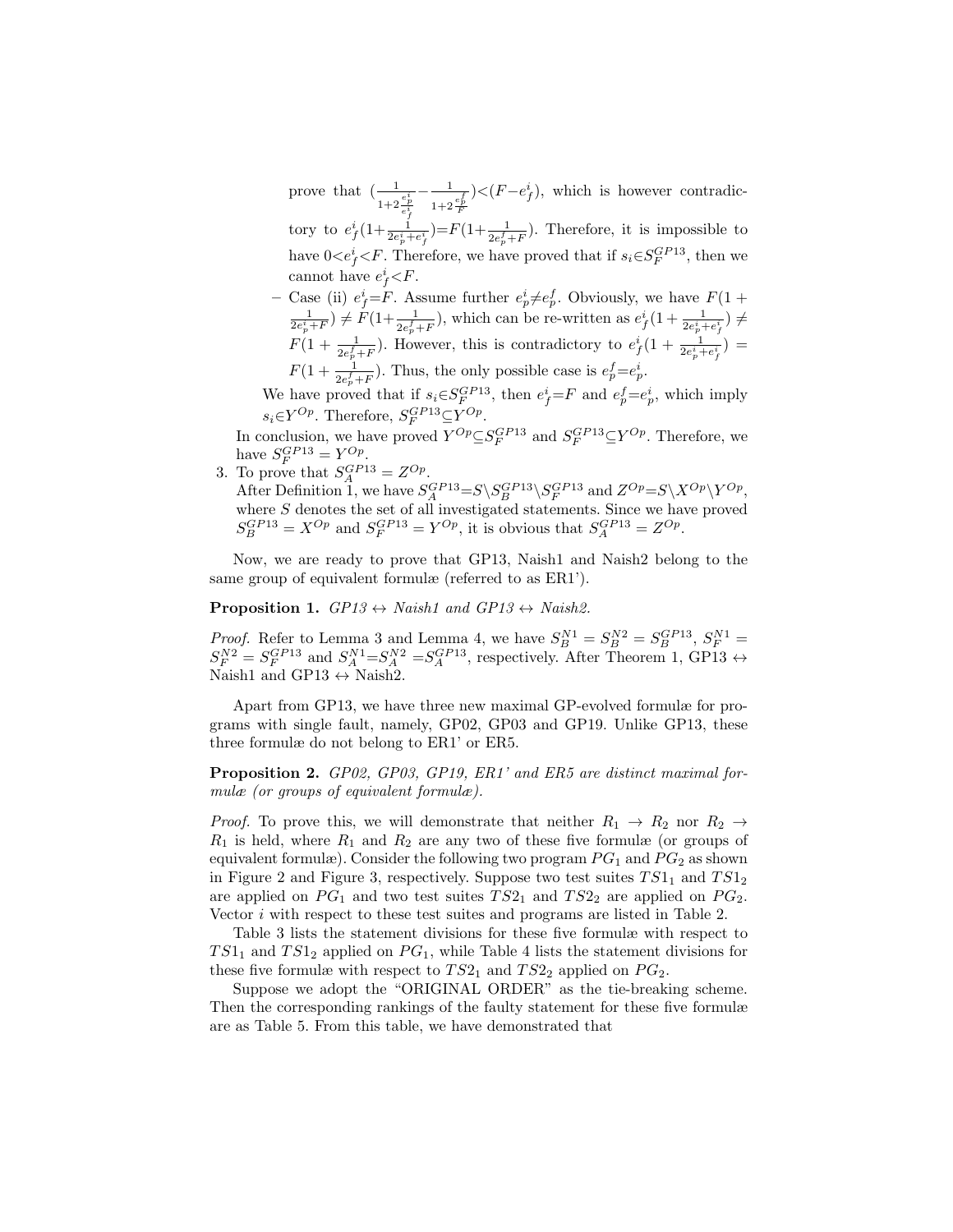prove that $\left(\frac{1}{1+2\frac{e_p^i}{e_f^i}}-\frac{1}{1+2\frac{e_p^f}{F}}\right)<(F-e_f^i)$, which is however contradictory to $e_f^i(1+\frac{1}{2e_p^i+e_f^i})=F(1+\frac{1}{2e_p^f+F})$. Therefore, it is impossible to have $0<e_f^i<F$. Therefore, we have proved that if $s_i \in S_F^{GP13}$, then we cannot have $e_f^i<F$.

  - Case (ii) $e_f^i=F$. Assume further $e_p^i \neq e_p^f$. Obviously, we have $F(1+\frac{1}{2e_p^i+F}) \neq F(1+\frac{1}{2e_p^f+F})$, which can be re-written as $e_f^i(1+\frac{1}{2e_p^i+e_f^i}) \neq F(1+\frac{1}{2e_p^f+F})$. However, this is contradictory to $e_f^i(1+\frac{1}{2e_p^i+e_f^i}) = F(1+\frac{1}{2e_p^f+F})$. Thus, the only possible case is $e_p^f=e_p^i$.

  We have proved that if $s_i \in S_F^{GP13}$, then $e_f^i=F$ and $e_p^f=e_p^i$, which imply $s_i \in Y^{Op}$. Therefore, $S_F^{GP13} \subseteq Y^{Op}$.

  In conclusion, we have proved $Y^{Op} \subseteq S_F^{GP13}$ and $S_F^{GP13} \subseteq Y^{Op}$. Therefore, we have $S_F^{GP13} = Y^{Op}$.

3. To prove that $S_A^{GP13} = Z^{Op}$.
   After Definition 1, we have $S_A^{GP13}=S \setminus S_B^{GP13} \setminus S_F^{GP13}$ and $Z^{Op}=S \setminus X^{Op} \setminus Y^{Op}$, where $S$ denotes the set of all investigated statements. Since we have proved $S_B^{GP13} = X^{Op}$ and $S_F^{GP13} = Y^{Op}$, it is obvious that $S_A^{GP13} = Z^{Op}$.

Now, we are ready to prove that GP13, Naish1 and Naish2 belong to the same group of equivalent formulæ (referred to as ER1').

**Proposition 1.** *GP13 $\leftrightarrow$ Naish1 and GP13 $\leftrightarrow$ Naish2.*

*Proof.* Refer to Lemma 3 and Lemma 4, we have $S_B^{N1} = S_B^{N2} = S_B^{GP13}$, $S_F^{N1} = S_F^{N2} = S_F^{GP13}$ and $S_A^{N1}=S_A^{N2}=S_A^{GP13}$, respectively. After Theorem 1, GP13 $\leftrightarrow$ Naish1 and GP13 $\leftrightarrow$ Naish2.

Apart from GP13, we have three new maximal GP-evolved formulæ for programs with single fault, namely, GP02, GP03 and GP19. Unlike GP13, these three formulæ do not belong to ER1' or ER5.

**Proposition 2.** *GP02, GP03, GP19, ER1' and ER5 are distinct maximal formulæ (or groups of equivalent formulæ).*

*Proof.* To prove this, we will demonstrate that neither $R_1 \rightarrow R_2$ nor $R_2 \rightarrow R_1$ is held, where $R_1$ and $R_2$ are any two of these five formulæ (or groups of equivalent formulæ). Consider the following two program $PG_1$ and $PG_2$ as shown in Figure 2 and Figure 3, respectively. Suppose two test suites $TS1_1$ and $TS1_2$ are applied on $PG_1$ and two test suites $TS2_1$ and $TS2_2$ are applied on $PG_2$. Vector $i$ with respect to these test suites and programs are listed in Table 2.

Table 3 lists the statement divisions for these five formulæ with respect to $TS1_1$ and $TS1_2$ applied on $PG_1$, while Table 4 lists the statement divisions for these five formulæ with respect to $TS2_1$ and $TS2_2$ applied on $PG_2$.

Suppose we adopt the "ORIGINAL ORDER" as the tie-breaking scheme. Then the corresponding rankings of the faulty statement for these five formulæ are as Table 5. From this table, we have demonstrated that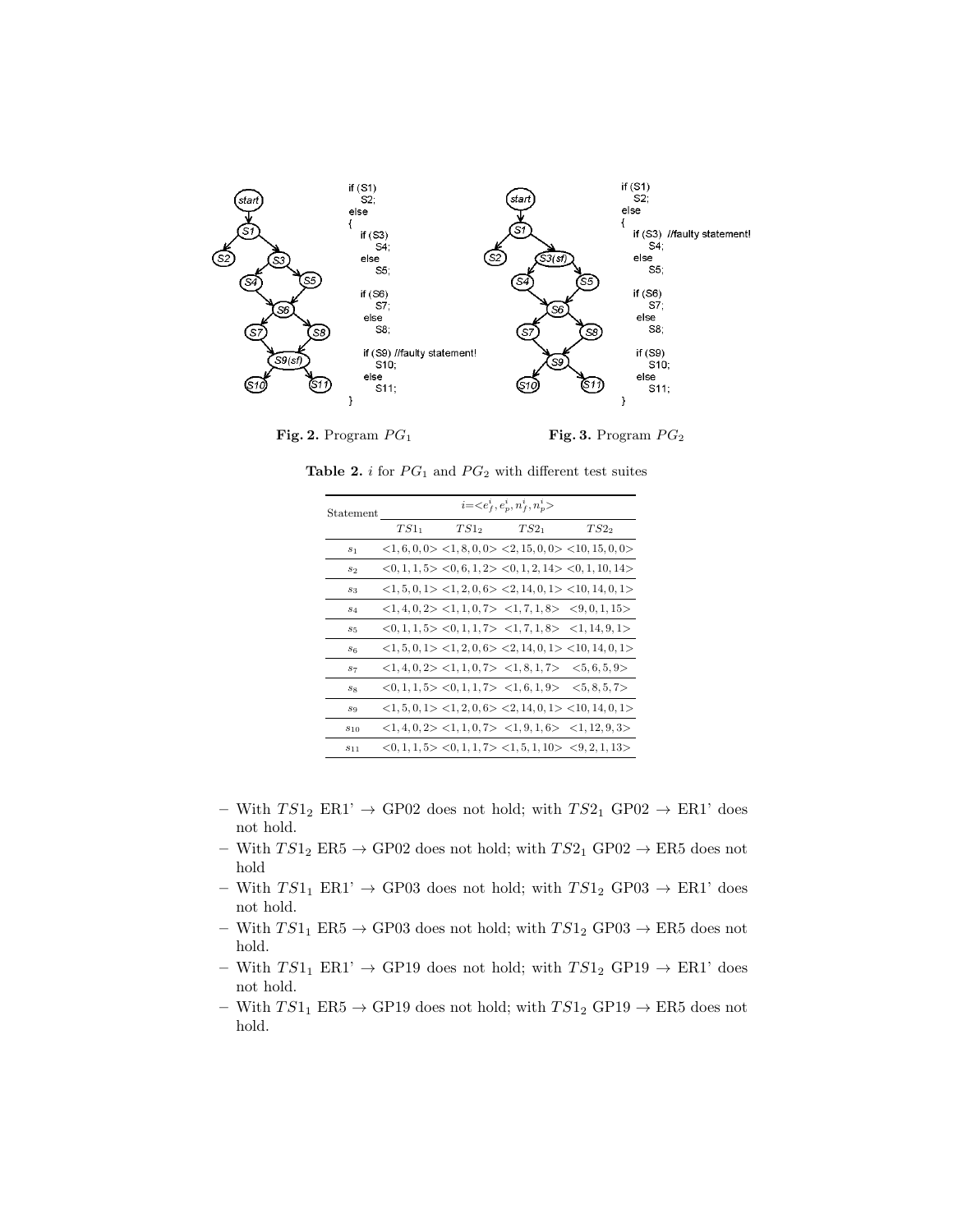```
if (S1)
   S2;
else
{
   if (S3)
      S4;
   else
      S5;

   if (S6)
      S7;
   else
      S8;

   if (S9) //faulty statement!
      S10;
   else
      S11;
}
```

**Fig. 2.** Program $PG_1$

```
if (S1)
   S2;
else
{
   if (S3)  //faulty statement!
      S4;
   else
      S5;

   if (S6)
      S7;
   else
      S8;

   if (S9)
      S10;
   else
      S11;
}
```

**Fig. 3.** Program $PG_2$

**Table 2.** $i$ for $PG_1$ and $PG_2$ with different test suites

| Statement | $i$=< $e_f^i, e_p^i, n_f^i, n_p^i$ > | | | |
|---|---|---|---|---|
| | $TS1_1$ | $TS1_2$ | $TS2_1$ | $TS2_2$ |
| $s_1$ | <1, 6, 0, 0> | <1, 8, 0, 0> | <2, 15, 0, 0> | <10, 15, 0, 0> |
| $s_2$ | <0, 1, 1, 5> | <0, 6, 1, 2> | <0, 1, 2, 14> | <0, 1, 10, 14> |
| $s_3$ | <1, 5, 0, 1> | <1, 2, 0, 6> | <2, 14, 0, 1> | <10, 14, 0, 1> |
| $s_4$ | <1, 4, 0, 2> | <1, 1, 0, 7> | <1, 7, 1, 8> | <9, 0, 1, 15> |
| $s_5$ | <0, 1, 1, 5> | <0, 1, 1, 7> | <1, 7, 1, 8> | <1, 14, 9, 1> |
| $s_6$ | <1, 5, 0, 1> | <1, 2, 0, 6> | <2, 14, 0, 1> | <10, 14, 0, 1> |
| $s_7$ | <1, 4, 0, 2> | <1, 1, 0, 7> | <1, 8, 1, 7> | <5, 6, 5, 9> |
| $s_8$ | <0, 1, 1, 5> | <0, 1, 1, 7> | <1, 6, 1, 9> | <5, 8, 5, 7> |
| $s_9$ | <1, 5, 0, 1> | <1, 2, 0, 6> | <2, 14, 0, 1> | <10, 14, 0, 1> |
| $s_{10}$ | <1, 4, 0, 2> | <1, 1, 0, 7> | <1, 9, 1, 6> | <1, 12, 9, 3> |
| $s_{11}$ | <0, 1, 1, 5> | <0, 1, 1, 7> | <1, 5, 1, 10> | <9, 2, 1, 13> |

- With $TS1_2$ ER1' → GP02 does not hold; with $TS2_1$ GP02 → ER1' does not hold.
- With $TS1_2$ ER5 → GP02 does not hold; with $TS2_1$ GP02 → ER5 does not hold
- With $TS1_1$ ER1' → GP03 does not hold; with $TS1_2$ GP03 → ER1' does not hold.
- With $TS1_1$ ER5 → GP03 does not hold; with $TS1_2$ GP03 → ER5 does not hold.
- With $TS1_1$ ER1' → GP19 does not hold; with $TS1_2$ GP19 → ER1' does not hold.
- With $TS1_1$ ER5 → GP19 does not hold; with $TS1_2$ GP19 → ER5 does not hold.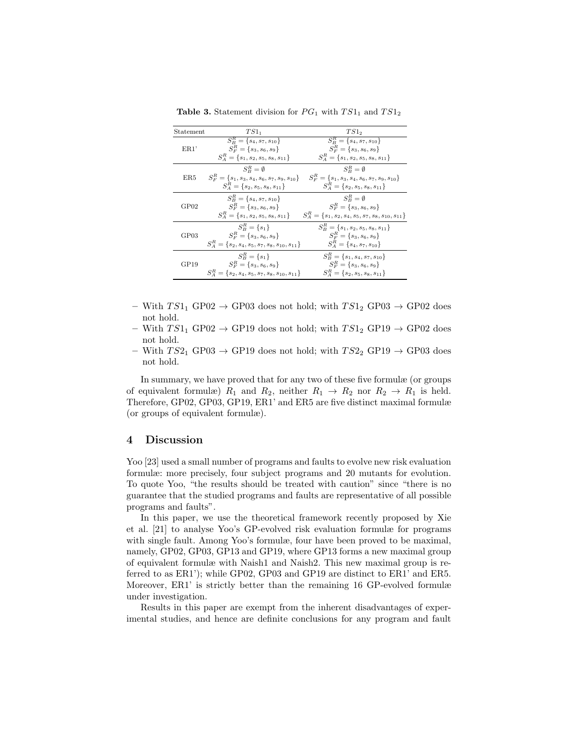**Table 3.** Statement division for $PG_1$ with $TS1_1$ and $TS1_2$

| Statement | $TS1_1$ | $TS1_2$ |
|---|---|---|
| ER1' | $S^R_B = \{s_4, s_7, s_{10}\}$<br>$S^R_F = \{s_3, s_6, s_9\}$<br>$S^R_A = \{s_1, s_2, s_5, s_8, s_{11}\}$ | $S^R_B = \{s_4, s_7, s_{10}\}$<br>$S^R_F = \{s_3, s_6, s_9\}$<br>$S^R_A = \{s_1, s_2, s_5, s_8, s_{11}\}$ |
| ER5 | $S^R_B = \emptyset$<br>$S^R_F = \{s_1, s_3, s_4, s_6, s_7, s_9, s_{10}\}$<br>$S^R_A = \{s_2, s_5, s_8, s_{11}\}$ | $S^R_B = \emptyset$<br>$S^R_F = \{s_1, s_3, s_4, s_6, s_7, s_9, s_{10}\}$<br>$S^R_A = \{s_2, s_5, s_8, s_{11}\}$ |
| GP02 | $S^R_B = \{s_4, s_7, s_{10}\}$<br>$S^R_F = \{s_3, s_6, s_9\}$<br>$S^R_A = \{s_1, s_2, s_5, s_8, s_{11}\}$ | $S^R_B = \emptyset$<br>$S^R_F = \{s_3, s_6, s_9\}$<br>$S^R_A = \{s_1, s_2, s_4, s_5, s_7, s_8, s_{10}, s_{11}\}$ |
| GP03 | $S^R_B = \{s_1\}$<br>$S^R_F = \{s_3, s_6, s_9\}$<br>$S^R_A = \{s_2, s_4, s_5, s_7, s_8, s_{10}, s_{11}\}$ | $S^R_B = \{s_1, s_2, s_5, s_8, s_{11}\}$<br>$S^R_F = \{s_3, s_6, s_9\}$<br>$S^R_A = \{s_4, s_7, s_{10}\}$ |
| GP19 | $S^R_B = \{s_1\}$<br>$S^R_F = \{s_3, s_6, s_9\}$<br>$S^R_A = \{s_2, s_4, s_5, s_7, s_8, s_{10}, s_{11}\}$ | $S^R_B = \{s_1, s_4, s_7, s_{10}\}$<br>$S^R_F = \{s_3, s_6, s_9\}$<br>$S^R_A = \{s_2, s_5, s_8, s_{11}\}$ |

- With $TS1_1$ GP02 $\rightarrow$ GP03 does not hold; with $TS1_2$ GP03 $\rightarrow$ GP02 does not hold.
- With $TS1_1$ GP02 $\rightarrow$ GP19 does not hold; with $TS1_2$ GP19 $\rightarrow$ GP02 does not hold.
- With $TS2_1$ GP03 $\rightarrow$ GP19 does not hold; with $TS2_2$ GP19 $\rightarrow$ GP03 does not hold.

In summary, we have proved that for any two of these five formulæ (or groups of equivalent formulæ) $R_1$ and $R_2$, neither $R_1 \rightarrow R_2$ nor $R_2 \rightarrow R_1$ is held. Therefore, GP02, GP03, GP19, ER1' and ER5 are five distinct maximal formulæ (or groups of equivalent formulæ).

## 4 Discussion

Yoo [23] used a small number of programs and faults to evolve new risk evaluation formulæ: more precisely, four subject programs and 20 mutants for evolution. To quote Yoo, "the results should be treated with caution" since "there is no guarantee that the studied programs and faults are representative of all possible programs and faults".

In this paper, we use the theoretical framework recently proposed by Xie et al. [21] to analyse Yoo's GP-evolved risk evaluation formulæ for programs with single fault. Among Yoo's formulæ, four have been proved to be maximal, namely, GP02, GP03, GP13 and GP19, where GP13 forms a new maximal group of equivalent formulæ with Naish1 and Naish2. This new maximal group is referred to as ER1'); while GP02, GP03 and GP19 are distinct to ER1' and ER5. Moreover, ER1' is strictly better than the remaining 16 GP-evolved formulæ under investigation.

Results in this paper are exempt from the inherent disadvantages of experimental studies, and hence are definite conclusions for any program and fault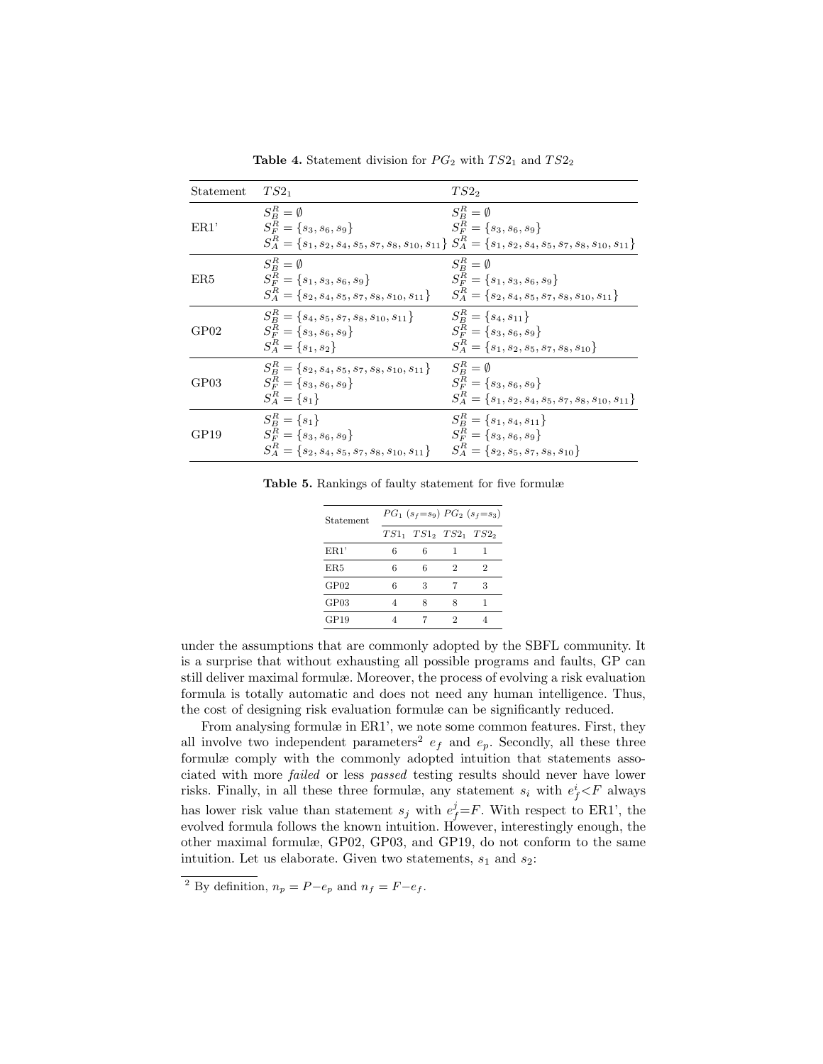**Table 4.** Statement division for $PG_2$ with $TS2_1$ and $TS2_2$

| Statement | $TS2_1$ | $TS2_2$ |
|---|---|---|
| ER1' | $S_B^R = \emptyset$<br>$S_F^R = \{s_3, s_6, s_9\}$<br>$S_A^R = \{s_1, s_2, s_4, s_5, s_7, s_8, s_{10}, s_{11}\}$ | $S_B^R = \emptyset$<br>$S_F^R = \{s_3, s_6, s_9\}$<br>$S_A^R = \{s_1, s_2, s_4, s_5, s_7, s_8, s_{10}, s_{11}\}$ |
| ER5 | $S_B^R = \emptyset$<br>$S_F^R = \{s_1, s_3, s_6, s_9\}$<br>$S_A^R = \{s_2, s_4, s_5, s_7, s_8, s_{10}, s_{11}\}$ | $S_B^R = \emptyset$<br>$S_F^R = \{s_1, s_3, s_6, s_9\}$<br>$S_A^R = \{s_2, s_4, s_5, s_7, s_8, s_{10}, s_{11}\}$ |
| GP02 | $S_B^R = \{s_4, s_5, s_7, s_8, s_{10}, s_{11}\}$<br>$S_F^R = \{s_3, s_6, s_9\}$<br>$S_A^R = \{s_1, s_2\}$ | $S_B^R = \{s_4, s_{11}\}$<br>$S_F^R = \{s_3, s_6, s_9\}$<br>$S_A^R = \{s_1, s_2, s_5, s_7, s_8, s_{10}\}$ |
| GP03 | $S_B^R = \{s_2, s_4, s_5, s_7, s_8, s_{10}, s_{11}\}$<br>$S_F^R = \{s_3, s_6, s_9\}$<br>$S_A^R = \{s_1\}$ | $S_B^R = \emptyset$<br>$S_F^R = \{s_3, s_6, s_9\}$<br>$S_A^R = \{s_1, s_2, s_4, s_5, s_7, s_8, s_{10}, s_{11}\}$ |
| GP19 | $S_B^R = \{s_1\}$<br>$S_F^R = \{s_3, s_6, s_9\}$<br>$S_A^R = \{s_2, s_4, s_5, s_7, s_8, s_{10}, s_{11}\}$ | $S_B^R = \{s_1, s_4, s_{11}\}$<br>$S_F^R = \{s_3, s_6, s_9\}$<br>$S_A^R = \{s_2, s_5, s_7, s_8, s_{10}\}$ |

**Table 5.** Rankings of faulty statement for five formulæ

| Statement | $PG_1$ ($s_f$=$s_9$) | | $PG_2$ ($s_f$=$s_3$) | |
|---|---|---|---|---|
| | $TS1_1$ | $TS1_2$ | $TS2_1$ | $TS2_2$ |
| ER1' | 6 | 6 | 1 | 1 |
| ER5 | 6 | 6 | 2 | 2 |
| GP02 | 6 | 3 | 7 | 3 |
| GP03 | 4 | 8 | 8 | 1 |
| GP19 | 4 | 7 | 2 | 4 |

under the assumptions that are commonly adopted by the SBFL community. It is a surprise that without exhausting all possible programs and faults, GP can still deliver maximal formulæ. Moreover, the process of evolving a risk evaluation formula is totally automatic and does not need any human intelligence. Thus, the cost of designing risk evaluation formulæ can be significantly reduced.

From analysing formulæ in ER1', we note some common features. First, they all involve two independent parameters[2] $e_f$ and $e_p$. Secondly, all these three formulæ comply with the commonly adopted intuition that statements associated with more *failed* or less *passed* testing results should never have lower risks. Finally, in all these three formulæ, any statement $s_i$ with $e_f^i{<}F$ always has lower risk value than statement $s_j$ with $e_f^j{=}F$. With respect to ER1', the evolved formula follows the known intuition. However, interestingly enough, the other maximal formulæ, GP02, GP03, and GP19, do not conform to the same intuition. Let us elaborate. Given two statements, $s_1$ and $s_2$:

[2] By definition, $n_p = P{-}e_p$ and $n_f = F{-}e_f$.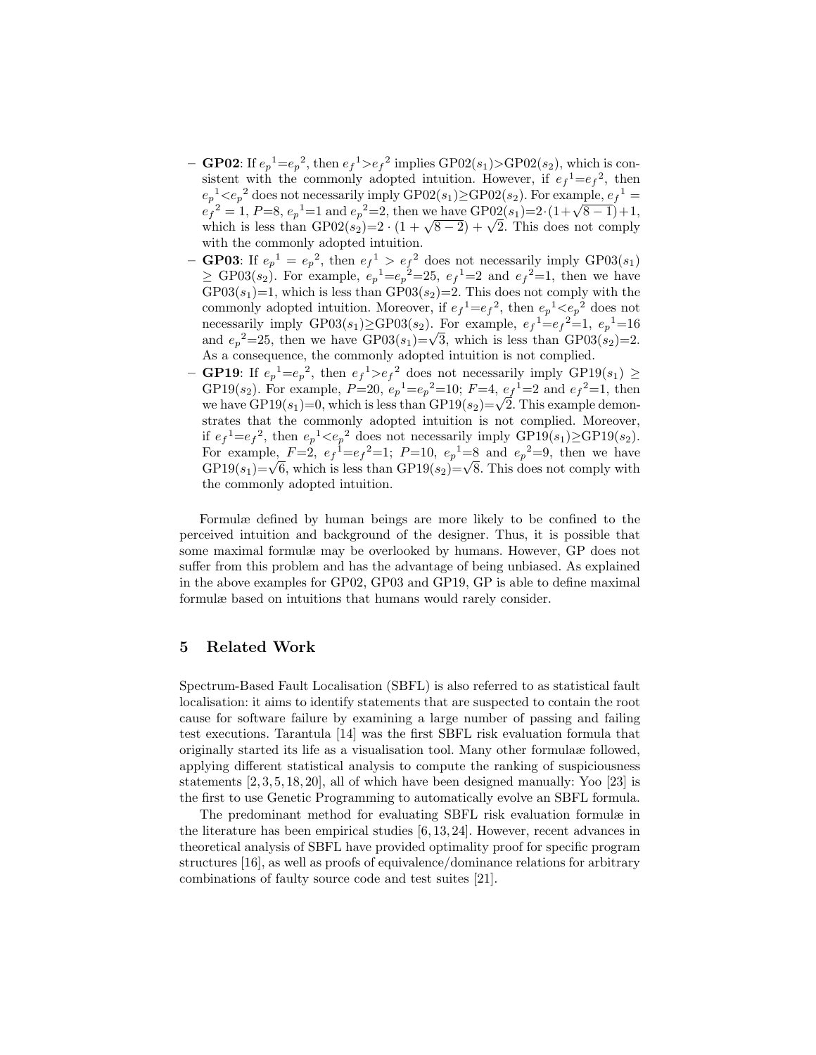- **GP02**: If ${e_p}^1$=${e_p}^2$, then ${e_f}^1$>${e_f}^2$ implies GP02($s_1$)>GP02($s_2$), which is consistent with the commonly adopted intuition. However, if ${e_f}^1$=${e_f}^2$, then ${e_p}^1$<${e_p}^2$ does not necessarily imply GP02($s_1$)≥GP02($s_2$). For example, ${e_f}^1$ = ${e_f}^2$ = 1, $P$=8, ${e_p}^1$=1 and ${e_p}^2$=2, then we have GP02($s_1$)=$2\cdot(1+\sqrt{8-1})+1$, which is less than GP02($s_2$)=$2\cdot(1+\sqrt{8-2})+\sqrt{2}$. This does not comply with the commonly adopted intuition.
- **GP03**: If ${e_p}^1$ = ${e_p}^2$, then ${e_f}^1$ > ${e_f}^2$ does not necessarily imply GP03($s_1$) ≥ GP03($s_2$). For example, ${e_p}^1$=${e_p}^2$=25, ${e_f}^1$=2 and ${e_f}^2$=1, then we have GP03($s_1$)=1, which is less than GP03($s_2$)=2. This does not comply with the commonly adopted intuition. Moreover, if ${e_f}^1$=${e_f}^2$, then ${e_p}^1$<${e_p}^2$ does not necessarily imply GP03($s_1$)≥GP03($s_2$). For example, ${e_f}^1$=${e_f}^2$=1, ${e_p}^1$=16 and ${e_p}^2$=25, then we have GP03($s_1$)=$\sqrt{3}$, which is less than GP03($s_2$)=2. As a consequence, the commonly adopted intuition is not complied.
- **GP19**: If ${e_p}^1$=${e_p}^2$, then ${e_f}^1$>${e_f}^2$ does not necessarily imply GP19($s_1$) ≥ GP19($s_2$). For example, $P$=20, ${e_p}^1$=${e_p}^2$=10; $F$=4, ${e_f}^1$=2 and ${e_f}^2$=1, then we have GP19($s_1$)=0, which is less than GP19($s_2$)=$\sqrt{2}$. This example demonstrates that the commonly adopted intuition is not complied. Moreover, if ${e_f}^1$=${e_f}^2$, then ${e_p}^1$<${e_p}^2$ does not necessarily imply GP19($s_1$)≥GP19($s_2$). For example, $F$=2, ${e_f}^1$=${e_f}^2$=1; $P$=10, ${e_p}^1$=8 and ${e_p}^2$=9, then we have GP19($s_1$)=$\sqrt{6}$, which is less than GP19($s_2$)=$\sqrt{8}$. This does not comply with the commonly adopted intuition.

Formulæ defined by human beings are more likely to be confined to the perceived intuition and background of the designer. Thus, it is possible that some maximal formulæ may be overlooked by humans. However, GP does not suffer from this problem and has the advantage of being unbiased. As explained in the above examples for GP02, GP03 and GP19, GP is able to define maximal formulæ based on intuitions that humans would rarely consider.

## 5 Related Work

Spectrum-Based Fault Localisation (SBFL) is also referred to as statistical fault localisation: it aims to identify statements that are suspected to contain the root cause for software failure by examining a large number of passing and failing test executions. Tarantula [14] was the first SBFL risk evaluation formula that originally started its life as a visualisation tool. Many other formulaæ followed, applying different statistical analysis to compute the ranking of suspiciousness statements [2, 3, 5, 18, 20], all of which have been designed manually: Yoo [23] is the first to use Genetic Programming to automatically evolve an SBFL formula.

The predominant method for evaluating SBFL risk evaluation formulæ in the literature has been empirical studies [6, 13, 24]. However, recent advances in theoretical analysis of SBFL have provided optimality proof for specific program structures [16], as well as proofs of equivalence/dominance relations for arbitrary combinations of faulty source code and test suites [21].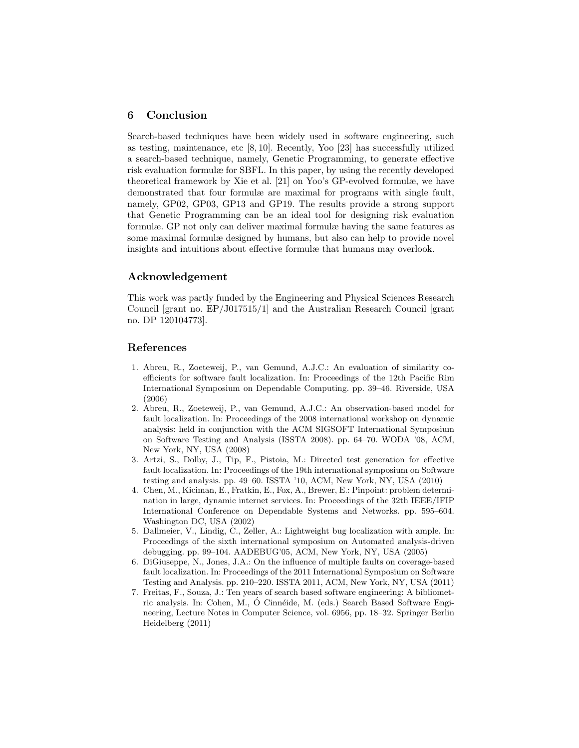## 6 Conclusion

Search-based techniques have been widely used in software engineering, such as testing, maintenance, etc [8, 10]. Recently, Yoo [23] has successfully utilized a search-based technique, namely, Genetic Programming, to generate effective risk evaluation formulæ for SBFL. In this paper, by using the recently developed theoretical framework by Xie et al. [21] on Yoo's GP-evolved formulæ, we have demonstrated that four formulæ are maximal for programs with single fault, namely, GP02, GP03, GP13 and GP19. The results provide a strong support that Genetic Programming can be an ideal tool for designing risk evaluation formulæ. GP not only can deliver maximal formulæ having the same features as some maximal formulæ designed by humans, but also can help to provide novel insights and intuitions about effective formulæ that humans may overlook.

## Acknowledgement

This work was partly funded by the Engineering and Physical Sciences Research Council [grant no. EP/J017515/1] and the Australian Research Council [grant no. DP 120104773].

## References

1. Abreu, R., Zoeteweij, P., van Gemund, A.J.C.: An evaluation of similarity coefficients for software fault localization. In: Proceedings of the 12th Pacific Rim International Symposium on Dependable Computing. pp. 39–46. Riverside, USA (2006)
2. Abreu, R., Zoeteweij, P., van Gemund, A.J.C.: An observation-based model for fault localization. In: Proceedings of the 2008 international workshop on dynamic analysis: held in conjunction with the ACM SIGSOFT International Symposium on Software Testing and Analysis (ISSTA 2008). pp. 64–70. WODA '08, ACM, New York, NY, USA (2008)
3. Artzi, S., Dolby, J., Tip, F., Pistoia, M.: Directed test generation for effective fault localization. In: Proceedings of the 19th international symposium on Software testing and analysis. pp. 49–60. ISSTA '10, ACM, New York, NY, USA (2010)
4. Chen, M., Kiciman, E., Fratkin, E., Fox, A., Brewer, E.: Pinpoint: problem determination in large, dynamic internet services. In: Proceedings of the 32th IEEE/IFIP International Conference on Dependable Systems and Networks. pp. 595–604. Washington DC, USA (2002)
5. Dallmeier, V., Lindig, C., Zeller, A.: Lightweight bug localization with ample. In: Proceedings of the sixth international symposium on Automated analysis-driven debugging. pp. 99–104. AADEBUG'05, ACM, New York, NY, USA (2005)
6. DiGiuseppe, N., Jones, J.A.: On the influence of multiple faults on coverage-based fault localization. In: Proceedings of the 2011 International Symposium on Software Testing and Analysis. pp. 210–220. ISSTA 2011, ACM, New York, NY, USA (2011)
7. Freitas, F., Souza, J.: Ten years of search based software engineering: A bibliometric analysis. In: Cohen, M., Ó Cinnéide, M. (eds.) Search Based Software Engineering, Lecture Notes in Computer Science, vol. 6956, pp. 18–32. Springer Berlin Heidelberg (2011)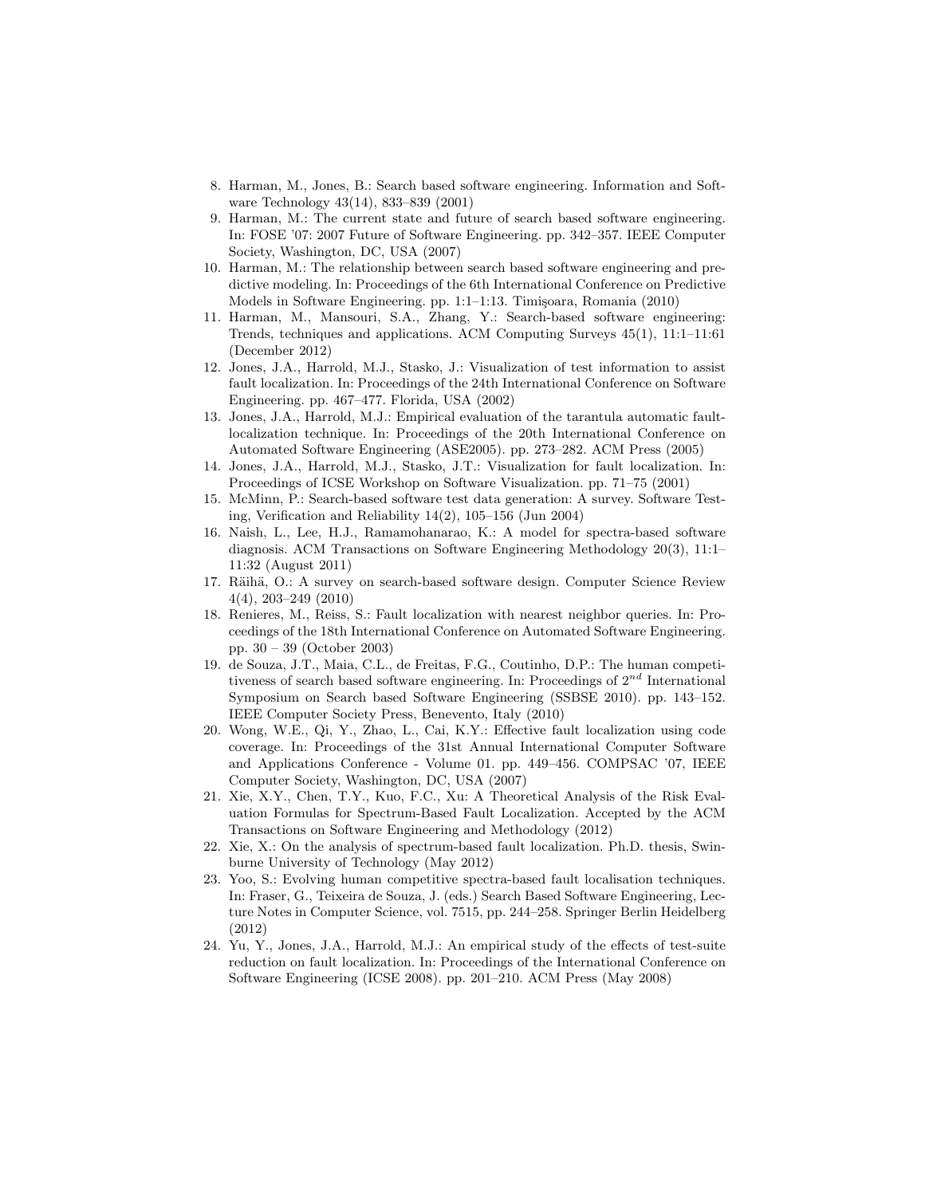8. Harman, M., Jones, B.: Search based software engineering. Information and Software Technology 43(14), 833–839 (2001)
9. Harman, M.: The current state and future of search based software engineering. In: FOSE '07: 2007 Future of Software Engineering. pp. 342–357. IEEE Computer Society, Washington, DC, USA (2007)
10. Harman, M.: The relationship between search based software engineering and predictive modeling. In: Proceedings of the 6th International Conference on Predictive Models in Software Engineering. pp. 1:1–1:13. Timişoara, Romania (2010)
11. Harman, M., Mansouri, S.A., Zhang, Y.: Search-based software engineering: Trends, techniques and applications. ACM Computing Surveys 45(1), 11:1–11:61 (December 2012)
12. Jones, J.A., Harrold, M.J., Stasko, J.: Visualization of test information to assist fault localization. In: Proceedings of the 24th International Conference on Software Engineering. pp. 467–477. Florida, USA (2002)
13. Jones, J.A., Harrold, M.J.: Empirical evaluation of the tarantula automatic fault-localization technique. In: Proceedings of the 20th International Conference on Automated Software Engineering (ASE2005). pp. 273–282. ACM Press (2005)
14. Jones, J.A., Harrold, M.J., Stasko, J.T.: Visualization for fault localization. In: Proceedings of ICSE Workshop on Software Visualization. pp. 71–75 (2001)
15. McMinn, P.: Search-based software test data generation: A survey. Software Testing, Verification and Reliability 14(2), 105–156 (Jun 2004)
16. Naish, L., Lee, H.J., Ramamohanarao, K.: A model for spectra-based software diagnosis. ACM Transactions on Software Engineering Methodology 20(3), 11:1–11:32 (August 2011)
17. Räihä, O.: A survey on search-based software design. Computer Science Review 4(4), 203–249 (2010)
18. Renieres, M., Reiss, S.: Fault localization with nearest neighbor queries. In: Proceedings of the 18th International Conference on Automated Software Engineering. pp. 30 – 39 (October 2003)
19. de Souza, J.T., Maia, C.L., de Freitas, F.G., Coutinho, D.P.: The human competitiveness of search based software engineering. In: Proceedings of $2^{nd}$ International Symposium on Search based Software Engineering (SSBSE 2010). pp. 143–152. IEEE Computer Society Press, Benevento, Italy (2010)
20. Wong, W.E., Qi, Y., Zhao, L., Cai, K.Y.: Effective fault localization using code coverage. In: Proceedings of the 31st Annual International Computer Software and Applications Conference - Volume 01. pp. 449–456. COMPSAC '07, IEEE Computer Society, Washington, DC, USA (2007)
21. Xie, X.Y., Chen, T.Y., Kuo, F.C., Xu: A Theoretical Analysis of the Risk Evaluation Formulas for Spectrum-Based Fault Localization. Accepted by the ACM Transactions on Software Engineering and Methodology (2012)
22. Xie, X.: On the analysis of spectrum-based fault localization. Ph.D. thesis, Swinburne University of Technology (May 2012)
23. Yoo, S.: Evolving human competitive spectra-based fault localisation techniques. In: Fraser, G., Teixeira de Souza, J. (eds.) Search Based Software Engineering, Lecture Notes in Computer Science, vol. 7515, pp. 244–258. Springer Berlin Heidelberg (2012)
24. Yu, Y., Jones, J.A., Harrold, M.J.: An empirical study of the effects of test-suite reduction on fault localization. In: Proceedings of the International Conference on Software Engineering (ICSE 2008). pp. 201–210. ACM Press (May 2008)